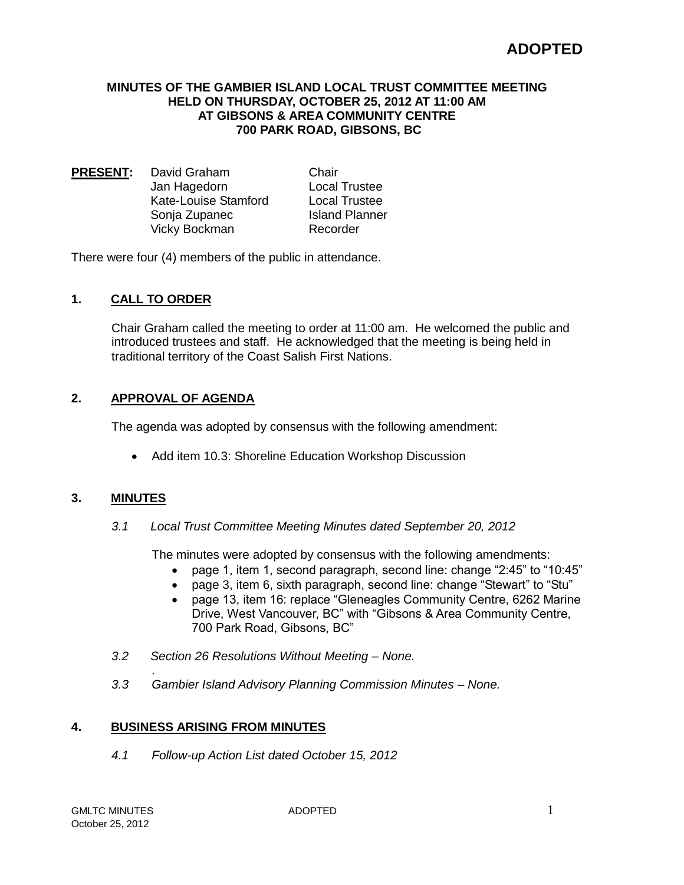**ADOPTED**

**MINUTES OF THE GAMBIER ISLAND LOCAL TRUST COMMITTEE MEETING HELD ON THURSDAY, OCTOBER 25, 2012 AT 11:00 AM AT GIBSONS & AREA COMMUNITY CENTRE 700 PARK ROAD, GIBSONS, BC**

| **PRESENT:** | | |
|---|---|---|
| | David Graham | Chair |
| | Jan Hagedorn | Local Trustee |
| | Kate-Louise Stamford | Local Trustee |
| | Sonja Zupanec | Island Planner |
| | Vicky Bockman | Recorder |

There were four (4) members of the public in attendance.

## 1. CALL TO ORDER

Chair Graham called the meeting to order at 11:00 am. He welcomed the public and introduced trustees and staff. He acknowledged that the meeting is being held in traditional territory of the Coast Salish First Nations.

## 2. APPROVAL OF AGENDA

The agenda was adopted by consensus with the following amendment:

- Add item 10.3: Shoreline Education Workshop Discussion

## 3. MINUTES

*3.1 Local Trust Committee Meeting Minutes dated September 20, 2012*

The minutes were adopted by consensus with the following amendments:

- page 1, item 1, second paragraph, second line: change "2:45" to "10:45"
- page 3, item 6, sixth paragraph, second line: change "Stewart" to "Stu"
- page 13, item 16: replace "Gleneagles Community Centre, 6262 Marine Drive, West Vancouver, BC" with "Gibsons & Area Community Centre, 700 Park Road, Gibsons, BC"

*3.2 Section 26 Resolutions Without Meeting – None.*

*3.3 Gambier Island Advisory Planning Commission Minutes – None.*

## 4. BUSINESS ARISING FROM MINUTES

*4.1 Follow-up Action List dated October 15, 2012*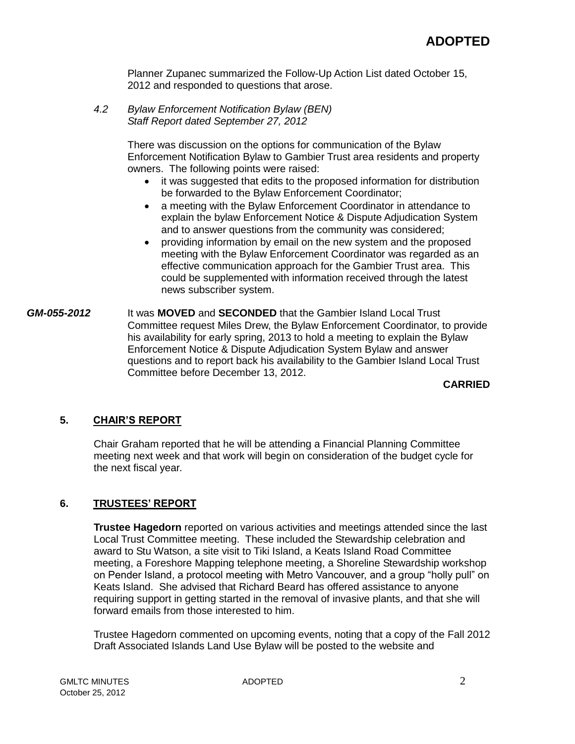Planner Zupanec summarized the Follow-Up Action List dated October 15, 2012 and responded to questions that arose.

*4.2 Bylaw Enforcement Notification Bylaw (BEN)*
*Staff Report dated September 27, 2012*

There was discussion on the options for communication of the Bylaw Enforcement Notification Bylaw to Gambier Trust area residents and property owners. The following points were raised:

- it was suggested that edits to the proposed information for distribution be forwarded to the Bylaw Enforcement Coordinator;
- a meeting with the Bylaw Enforcement Coordinator in attendance to explain the bylaw Enforcement Notice & Dispute Adjudication System and to answer questions from the community was considered;
- providing information by email on the new system and the proposed meeting with the Bylaw Enforcement Coordinator was regarded as an effective communication approach for the Gambier Trust area. This could be supplemented with information received through the latest news subscriber system.

***GM-055-2012*** It was **MOVED** and **SECONDED** that the Gambier Island Local Trust Committee request Miles Drew, the Bylaw Enforcement Coordinator, to provide his availability for early spring, 2013 to hold a meeting to explain the Bylaw Enforcement Notice & Dispute Adjudication System Bylaw and answer questions and to report back his availability to the Gambier Island Local Trust Committee before December 13, 2012.

**CARRIED**

## 5. CHAIR'S REPORT

Chair Graham reported that he will be attending a Financial Planning Committee meeting next week and that work will begin on consideration of the budget cycle for the next fiscal year.

## 6. TRUSTEES' REPORT

**Trustee Hagedorn** reported on various activities and meetings attended since the last Local Trust Committee meeting. These included the Stewardship celebration and award to Stu Watson, a site visit to Tiki Island, a Keats Island Road Committee meeting, a Foreshore Mapping telephone meeting, a Shoreline Stewardship workshop on Pender Island, a protocol meeting with Metro Vancouver, and a group "holly pull" on Keats Island. She advised that Richard Beard has offered assistance to anyone requiring support in getting started in the removal of invasive plants, and that she will forward emails from those interested to him.

Trustee Hagedorn commented on upcoming events, noting that a copy of the Fall 2012 Draft Associated Islands Land Use Bylaw will be posted to the website and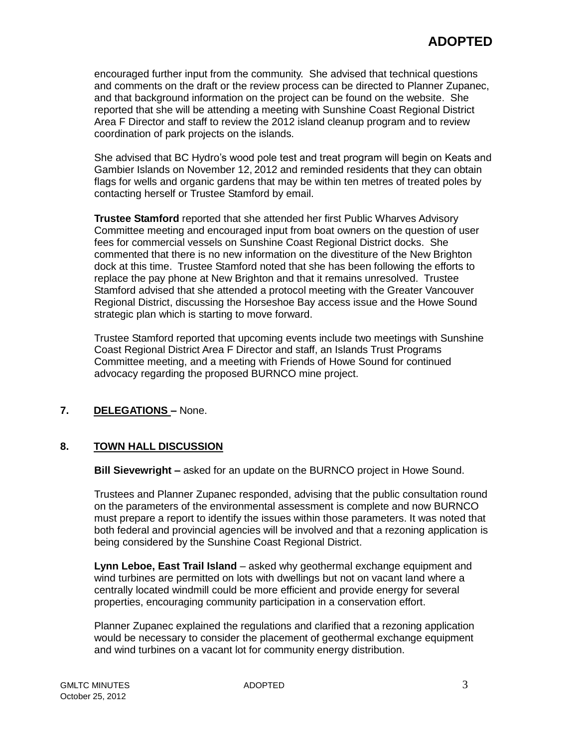encouraged further input from the community. She advised that technical questions and comments on the draft or the review process can be directed to Planner Zupanec, and that background information on the project can be found on the website. She reported that she will be attending a meeting with Sunshine Coast Regional District Area F Director and staff to review the 2012 island cleanup program and to review coordination of park projects on the islands.

She advised that BC Hydro's wood pole test and treat program will begin on Keats and Gambier Islands on November 12, 2012 and reminded residents that they can obtain flags for wells and organic gardens that may be within ten metres of treated poles by contacting herself or Trustee Stamford by email.

**Trustee Stamford** reported that she attended her first Public Wharves Advisory Committee meeting and encouraged input from boat owners on the question of user fees for commercial vessels on Sunshine Coast Regional District docks. She commented that there is no new information on the divestiture of the New Brighton dock at this time. Trustee Stamford noted that she has been following the efforts to replace the pay phone at New Brighton and that it remains unresolved. Trustee Stamford advised that she attended a protocol meeting with the Greater Vancouver Regional District, discussing the Horseshoe Bay access issue and the Howe Sound strategic plan which is starting to move forward.

Trustee Stamford reported that upcoming events include two meetings with Sunshine Coast Regional District Area F Director and staff, an Islands Trust Programs Committee meeting, and a meeting with Friends of Howe Sound for continued advocacy regarding the proposed BURNCO mine project.

## 7. DELEGATIONS – None.

## 8. TOWN HALL DISCUSSION

**Bill Sievewright –** asked for an update on the BURNCO project in Howe Sound.

Trustees and Planner Zupanec responded, advising that the public consultation round on the parameters of the environmental assessment is complete and now BURNCO must prepare a report to identify the issues within those parameters. It was noted that both federal and provincial agencies will be involved and that a rezoning application is being considered by the Sunshine Coast Regional District.

**Lynn Leboe, East Trail Island** – asked why geothermal exchange equipment and wind turbines are permitted on lots with dwellings but not on vacant land where a centrally located windmill could be more efficient and provide energy for several properties, encouraging community participation in a conservation effort.

Planner Zupanec explained the regulations and clarified that a rezoning application would be necessary to consider the placement of geothermal exchange equipment and wind turbines on a vacant lot for community energy distribution.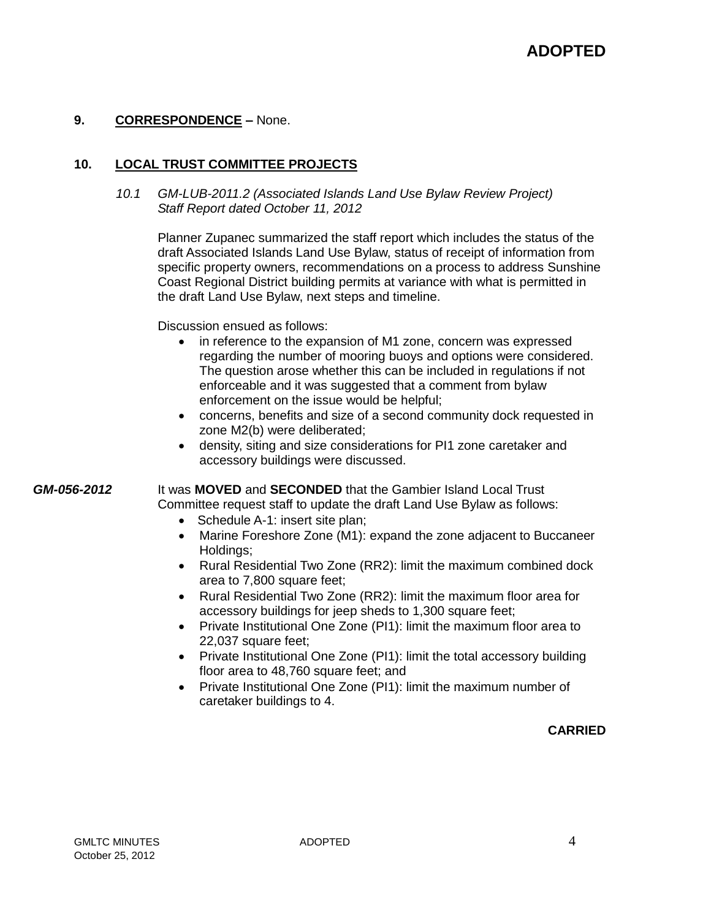**ADOPTED**

## 9. CORRESPONDENCE – None.

## 10. LOCAL TRUST COMMITTEE PROJECTS

*10.1 GM-LUB-2011.2 (Associated Islands Land Use Bylaw Review Project)*
*Staff Report dated October 11, 2012*

Planner Zupanec summarized the staff report which includes the status of the draft Associated Islands Land Use Bylaw, status of receipt of information from specific property owners, recommendations on a process to address Sunshine Coast Regional District building permits at variance with what is permitted in the draft Land Use Bylaw, next steps and timeline.

Discussion ensued as follows:

- in reference to the expansion of M1 zone, concern was expressed regarding the number of mooring buoys and options were considered. The question arose whether this can be included in regulations if not enforceable and it was suggested that a comment from bylaw enforcement on the issue would be helpful;
- concerns, benefits and size of a second community dock requested in zone M2(b) were deliberated;
- density, siting and size considerations for PI1 zone caretaker and accessory buildings were discussed.

***GM-056-2012*** It was **MOVED** and **SECONDED** that the Gambier Island Local Trust Committee request staff to update the draft Land Use Bylaw as follows:

- Schedule A-1: insert site plan;
- Marine Foreshore Zone (M1): expand the zone adjacent to Buccaneer Holdings;
- Rural Residential Two Zone (RR2): limit the maximum combined dock area to 7,800 square feet;
- Rural Residential Two Zone (RR2): limit the maximum floor area for accessory buildings for jeep sheds to 1,300 square feet;
- Private Institutional One Zone (PI1): limit the maximum floor area to 22,037 square feet;
- Private Institutional One Zone (PI1): limit the total accessory building floor area to 48,760 square feet; and
- Private Institutional One Zone (PI1): limit the maximum number of caretaker buildings to 4.

**CARRIED**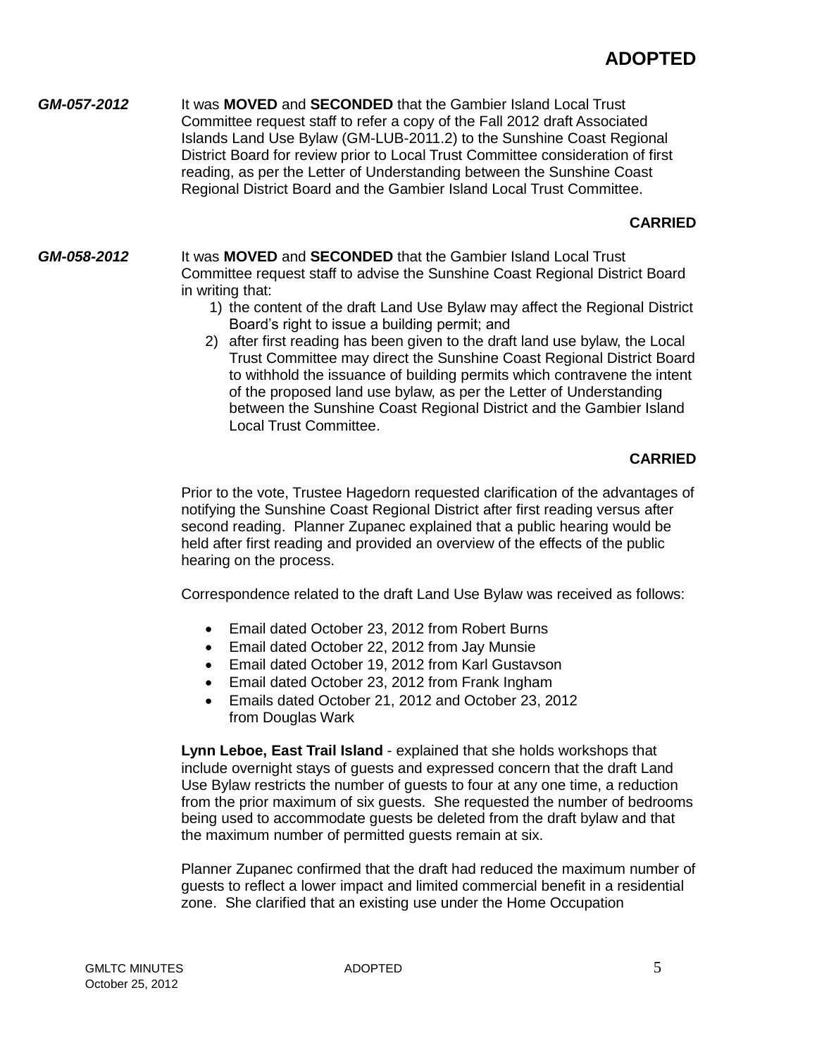**ADOPTED**

***GM-057-2012*** It was **MOVED** and **SECONDED** that the Gambier Island Local Trust Committee request staff to refer a copy of the Fall 2012 draft Associated Islands Land Use Bylaw (GM-LUB-2011.2) to the Sunshine Coast Regional District Board for review prior to Local Trust Committee consideration of first reading, as per the Letter of Understanding between the Sunshine Coast Regional District Board and the Gambier Island Local Trust Committee.

**CARRIED**

***GM-058-2012*** It was **MOVED** and **SECONDED** that the Gambier Island Local Trust Committee request staff to advise the Sunshine Coast Regional District Board in writing that:

1) the content of the draft Land Use Bylaw may affect the Regional District Board's right to issue a building permit; and
2) after first reading has been given to the draft land use bylaw, the Local Trust Committee may direct the Sunshine Coast Regional District Board to withhold the issuance of building permits which contravene the intent of the proposed land use bylaw, as per the Letter of Understanding between the Sunshine Coast Regional District and the Gambier Island Local Trust Committee.

**CARRIED**

Prior to the vote, Trustee Hagedorn requested clarification of the advantages of notifying the Sunshine Coast Regional District after first reading versus after second reading. Planner Zupanec explained that a public hearing would be held after first reading and provided an overview of the effects of the public hearing on the process.

Correspondence related to the draft Land Use Bylaw was received as follows:

- Email dated October 23, 2012 from Robert Burns
- Email dated October 22, 2012 from Jay Munsie
- Email dated October 19, 2012 from Karl Gustavson
- Email dated October 23, 2012 from Frank Ingham
- Emails dated October 21, 2012 and October 23, 2012 from Douglas Wark

**Lynn Leboe, East Trail Island** - explained that she holds workshops that include overnight stays of guests and expressed concern that the draft Land Use Bylaw restricts the number of guests to four at any one time, a reduction from the prior maximum of six guests. She requested the number of bedrooms being used to accommodate guests be deleted from the draft bylaw and that the maximum number of permitted guests remain at six.

Planner Zupanec confirmed that the draft had reduced the maximum number of guests to reflect a lower impact and limited commercial benefit in a residential zone. She clarified that an existing use under the Home Occupation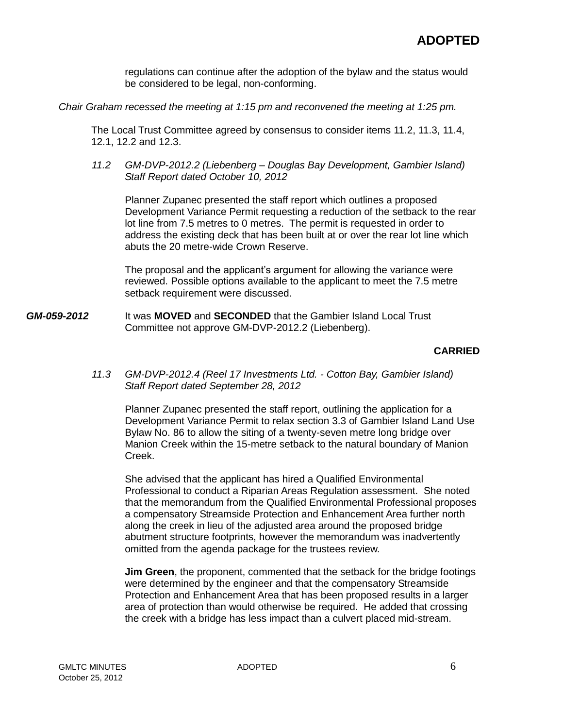regulations can continue after the adoption of the bylaw and the status would be considered to be legal, non-conforming.

*Chair Graham recessed the meeting at 1:15 pm and reconvened the meeting at 1:25 pm.*

The Local Trust Committee agreed by consensus to consider items 11.2, 11.3, 11.4, 12.1, 12.2 and 12.3.

*11.2 GM-DVP-2012.2 (Liebenberg – Douglas Bay Development, Gambier Island) Staff Report dated October 10, 2012*

Planner Zupanec presented the staff report which outlines a proposed Development Variance Permit requesting a reduction of the setback to the rear lot line from 7.5 metres to 0 metres. The permit is requested in order to address the existing deck that has been built at or over the rear lot line which abuts the 20 metre-wide Crown Reserve.

The proposal and the applicant's argument for allowing the variance were reviewed. Possible options available to the applicant to meet the 7.5 metre setback requirement were discussed.

***GM-059-2012*** It was **MOVED** and **SECONDED** that the Gambier Island Local Trust Committee not approve GM-DVP-2012.2 (Liebenberg).

**CARRIED**

*11.3 GM-DVP-2012.4 (Reel 17 Investments Ltd. - Cotton Bay, Gambier Island) Staff Report dated September 28, 2012*

Planner Zupanec presented the staff report, outlining the application for a Development Variance Permit to relax section 3.3 of Gambier Island Land Use Bylaw No. 86 to allow the siting of a twenty-seven metre long bridge over Manion Creek within the 15-metre setback to the natural boundary of Manion Creek.

She advised that the applicant has hired a Qualified Environmental Professional to conduct a Riparian Areas Regulation assessment. She noted that the memorandum from the Qualified Environmental Professional proposes a compensatory Streamside Protection and Enhancement Area further north along the creek in lieu of the adjusted area around the proposed bridge abutment structure footprints, however the memorandum was inadvertently omitted from the agenda package for the trustees review.

**Jim Green**, the proponent, commented that the setback for the bridge footings were determined by the engineer and that the compensatory Streamside Protection and Enhancement Area that has been proposed results in a larger area of protection than would otherwise be required. He added that crossing the creek with a bridge has less impact than a culvert placed mid-stream.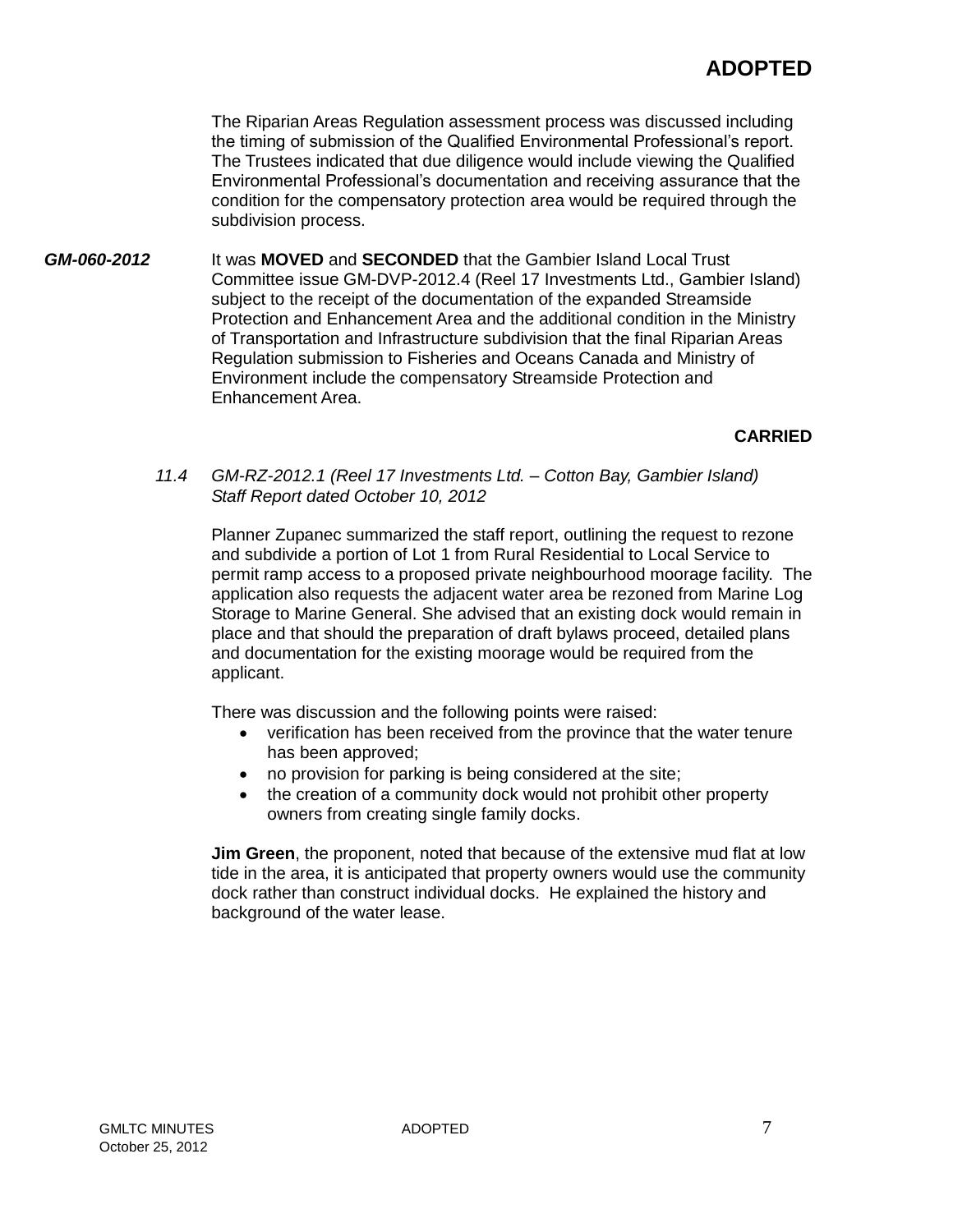**ADOPTED**

The Riparian Areas Regulation assessment process was discussed including the timing of submission of the Qualified Environmental Professional's report. The Trustees indicated that due diligence would include viewing the Qualified Environmental Professional's documentation and receiving assurance that the condition for the compensatory protection area would be required through the subdivision process.

***GM-060-2012*** It was **MOVED** and **SECONDED** that the Gambier Island Local Trust Committee issue GM-DVP-2012.4 (Reel 17 Investments Ltd., Gambier Island) subject to the receipt of the documentation of the expanded Streamside Protection and Enhancement Area and the additional condition in the Ministry of Transportation and Infrastructure subdivision that the final Riparian Areas Regulation submission to Fisheries and Oceans Canada and Ministry of Environment include the compensatory Streamside Protection and Enhancement Area.

**CARRIED**

*11.4 GM-RZ-2012.1 (Reel 17 Investments Ltd. – Cotton Bay, Gambier Island) Staff Report dated October 10, 2012*

Planner Zupanec summarized the staff report, outlining the request to rezone and subdivide a portion of Lot 1 from Rural Residential to Local Service to permit ramp access to a proposed private neighbourhood moorage facility. The application also requests the adjacent water area be rezoned from Marine Log Storage to Marine General. She advised that an existing dock would remain in place and that should the preparation of draft bylaws proceed, detailed plans and documentation for the existing moorage would be required from the applicant.

There was discussion and the following points were raised:

- verification has been received from the province that the water tenure has been approved;
- no provision for parking is being considered at the site;
- the creation of a community dock would not prohibit other property owners from creating single family docks.

**Jim Green**, the proponent, noted that because of the extensive mud flat at low tide in the area, it is anticipated that property owners would use the community dock rather than construct individual docks. He explained the history and background of the water lease.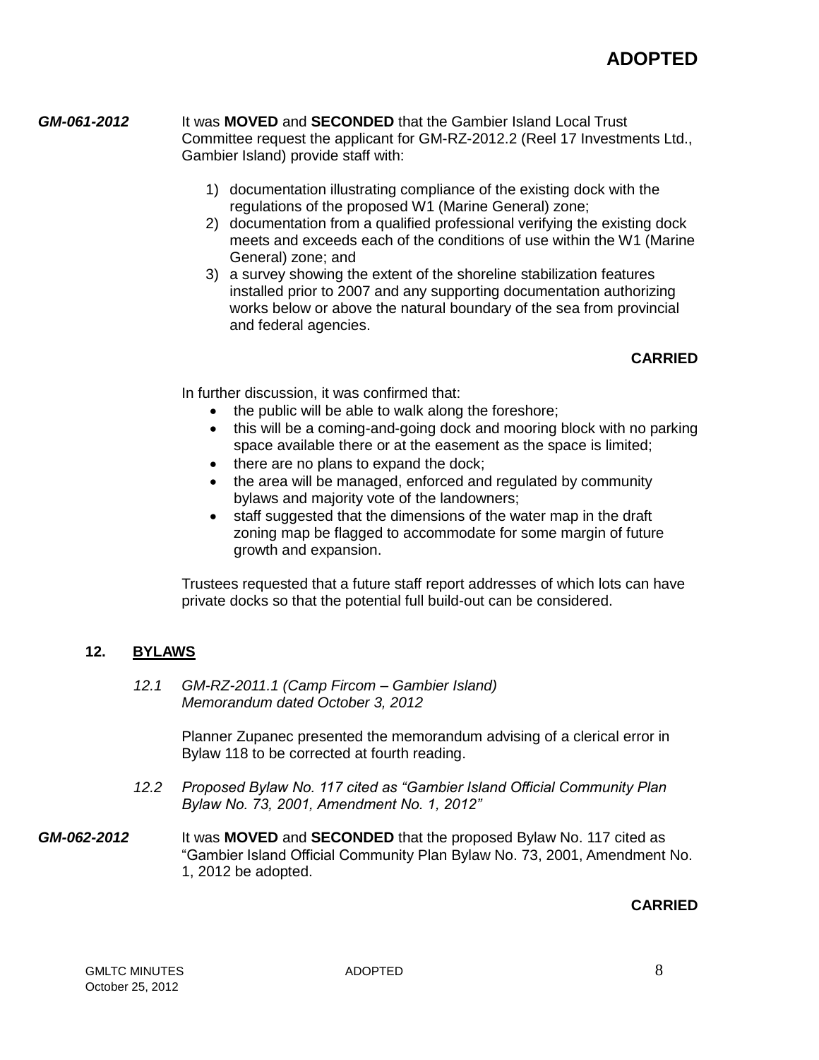**ADOPTED**

***GM-061-2012*** It was **MOVED** and **SECONDED** that the Gambier Island Local Trust Committee request the applicant for GM-RZ-2012.2 (Reel 17 Investments Ltd., Gambier Island) provide staff with:

1) documentation illustrating compliance of the existing dock with the regulations of the proposed W1 (Marine General) zone;
2) documentation from a qualified professional verifying the existing dock meets and exceeds each of the conditions of use within the W1 (Marine General) zone; and
3) a survey showing the extent of the shoreline stabilization features installed prior to 2007 and any supporting documentation authorizing works below or above the natural boundary of the sea from provincial and federal agencies.

**CARRIED**

In further discussion, it was confirmed that:

- the public will be able to walk along the foreshore;
- this will be a coming-and-going dock and mooring block with no parking space available there or at the easement as the space is limited;
- there are no plans to expand the dock;
- the area will be managed, enforced and regulated by community bylaws and majority vote of the landowners;
- staff suggested that the dimensions of the water map in the draft zoning map be flagged to accommodate for some margin of future growth and expansion.

Trustees requested that a future staff report addresses of which lots can have private docks so that the potential full build-out can be considered.

## 12. BYLAWS

*12.1 GM-RZ-2011.1 (Camp Fircom – Gambier Island)*
*Memorandum dated October 3, 2012*

Planner Zupanec presented the memorandum advising of a clerical error in Bylaw 118 to be corrected at fourth reading.

*12.2 Proposed Bylaw No. 117 cited as "Gambier Island Official Community Plan Bylaw No. 73, 2001, Amendment No. 1, 2012"*

***GM-062-2012*** It was **MOVED** and **SECONDED** that the proposed Bylaw No. 117 cited as "Gambier Island Official Community Plan Bylaw No. 73, 2001, Amendment No. 1, 2012 be adopted.

**CARRIED**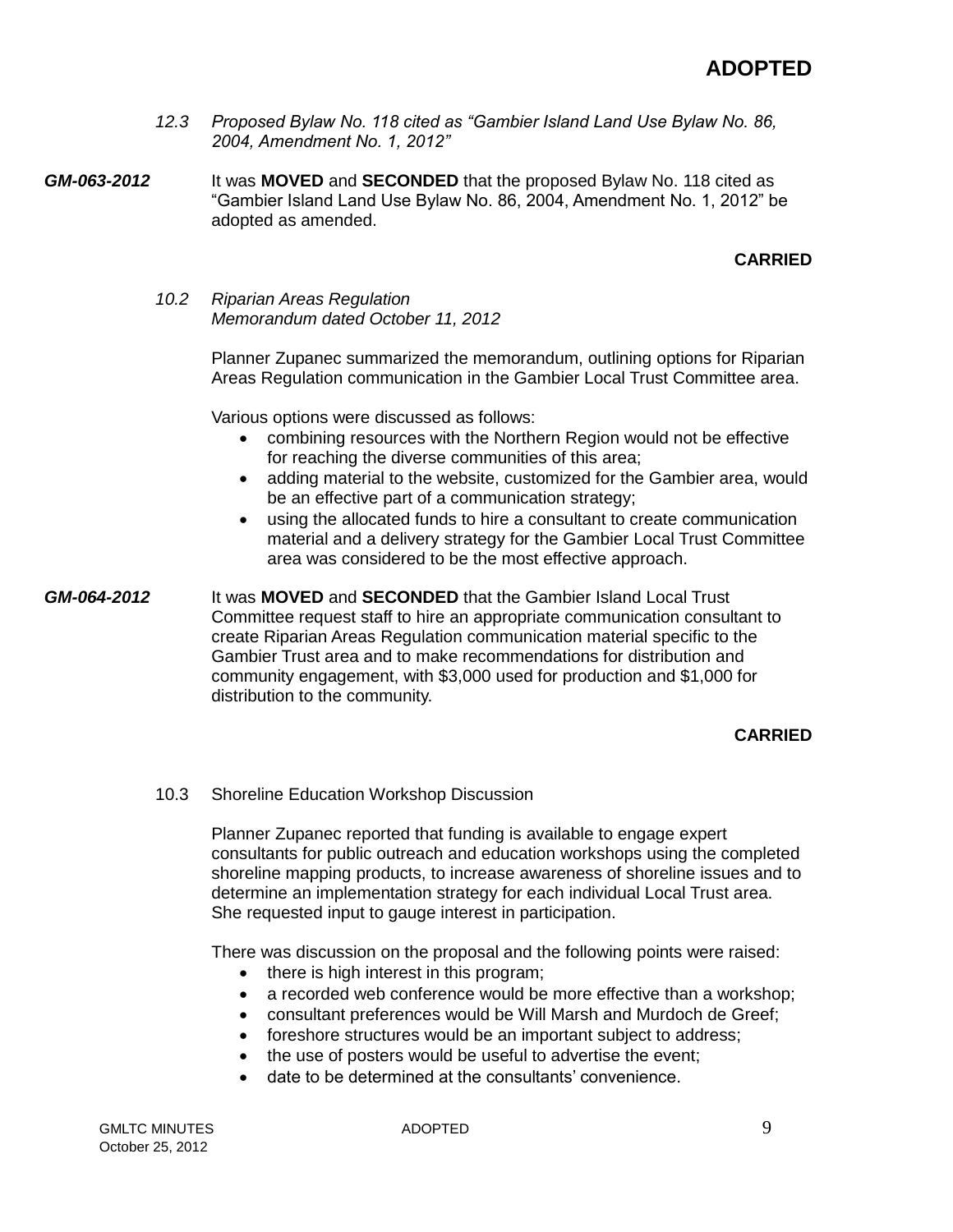*12.3 Proposed Bylaw No. 118 cited as “Gambier Island Land Use Bylaw No. 86, 2004, Amendment No. 1, 2012”*

***GM-063-2012*** It was **MOVED** and **SECONDED** that the proposed Bylaw No. 118 cited as “Gambier Island Land Use Bylaw No. 86, 2004, Amendment No. 1, 2012” be adopted as amended.

**CARRIED**

*10.2 Riparian Areas Regulation*
*Memorandum dated October 11, 2012*

Planner Zupanec summarized the memorandum, outlining options for Riparian Areas Regulation communication in the Gambier Local Trust Committee area.

Various options were discussed as follows:

- combining resources with the Northern Region would not be effective for reaching the diverse communities of this area;
- adding material to the website, customized for the Gambier area, would be an effective part of a communication strategy;
- using the allocated funds to hire a consultant to create communication material and a delivery strategy for the Gambier Local Trust Committee area was considered to be the most effective approach.

***GM-064-2012*** It was **MOVED** and **SECONDED** that the Gambier Island Local Trust Committee request staff to hire an appropriate communication consultant to create Riparian Areas Regulation communication material specific to the Gambier Trust area and to make recommendations for distribution and community engagement, with $3,000 used for production and $1,000 for distribution to the community.

**CARRIED**

10.3 Shoreline Education Workshop Discussion

Planner Zupanec reported that funding is available to engage expert consultants for public outreach and education workshops using the completed shoreline mapping products, to increase awareness of shoreline issues and to determine an implementation strategy for each individual Local Trust area. She requested input to gauge interest in participation.

There was discussion on the proposal and the following points were raised:

- there is high interest in this program;
- a recorded web conference would be more effective than a workshop;
- consultant preferences would be Will Marsh and Murdoch de Greef;
- foreshore structures would be an important subject to address;
- the use of posters would be useful to advertise the event;
- date to be determined at the consultants’ convenience.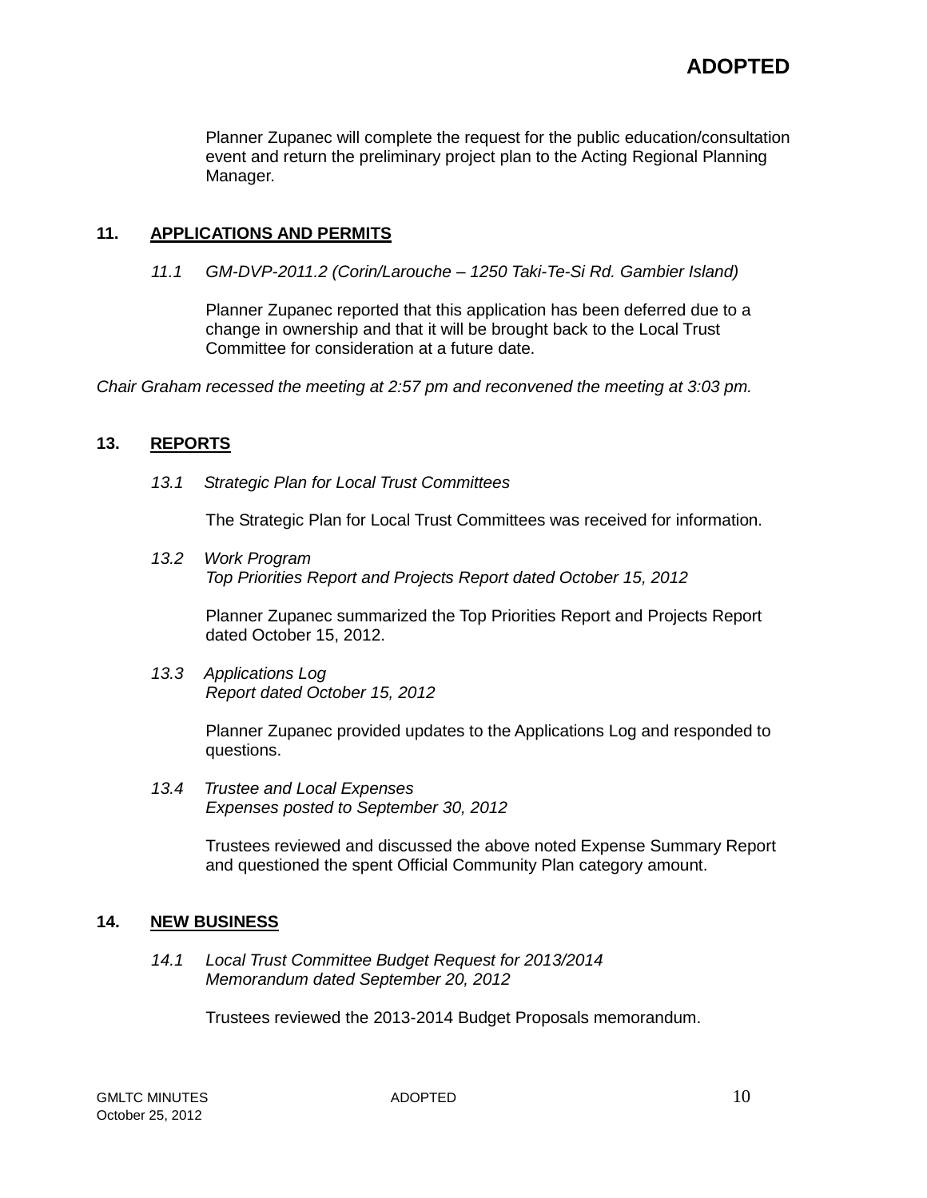Planner Zupanec will complete the request for the public education/consultation event and return the preliminary project plan to the Acting Regional Planning Manager.

## 11. APPLICATIONS AND PERMITS

*11.1 GM-DVP-2011.2 (Corin/Larouche – 1250 Taki-Te-Si Rd. Gambier Island)*

Planner Zupanec reported that this application has been deferred due to a change in ownership and that it will be brought back to the Local Trust Committee for consideration at a future date.

*Chair Graham recessed the meeting at 2:57 pm and reconvened the meeting at 3:03 pm.*

## 13. REPORTS

*13.1 Strategic Plan for Local Trust Committees*

The Strategic Plan for Local Trust Committees was received for information.

*13.2 Work Program*
*Top Priorities Report and Projects Report dated October 15, 2012*

Planner Zupanec summarized the Top Priorities Report and Projects Report dated October 15, 2012.

*13.3 Applications Log*
*Report dated October 15, 2012*

Planner Zupanec provided updates to the Applications Log and responded to questions.

*13.4 Trustee and Local Expenses*
*Expenses posted to September 30, 2012*

Trustees reviewed and discussed the above noted Expense Summary Report and questioned the spent Official Community Plan category amount.

## 14. NEW BUSINESS

*14.1 Local Trust Committee Budget Request for 2013/2014*
*Memorandum dated September 20, 2012*

Trustees reviewed the 2013-2014 Budget Proposals memorandum.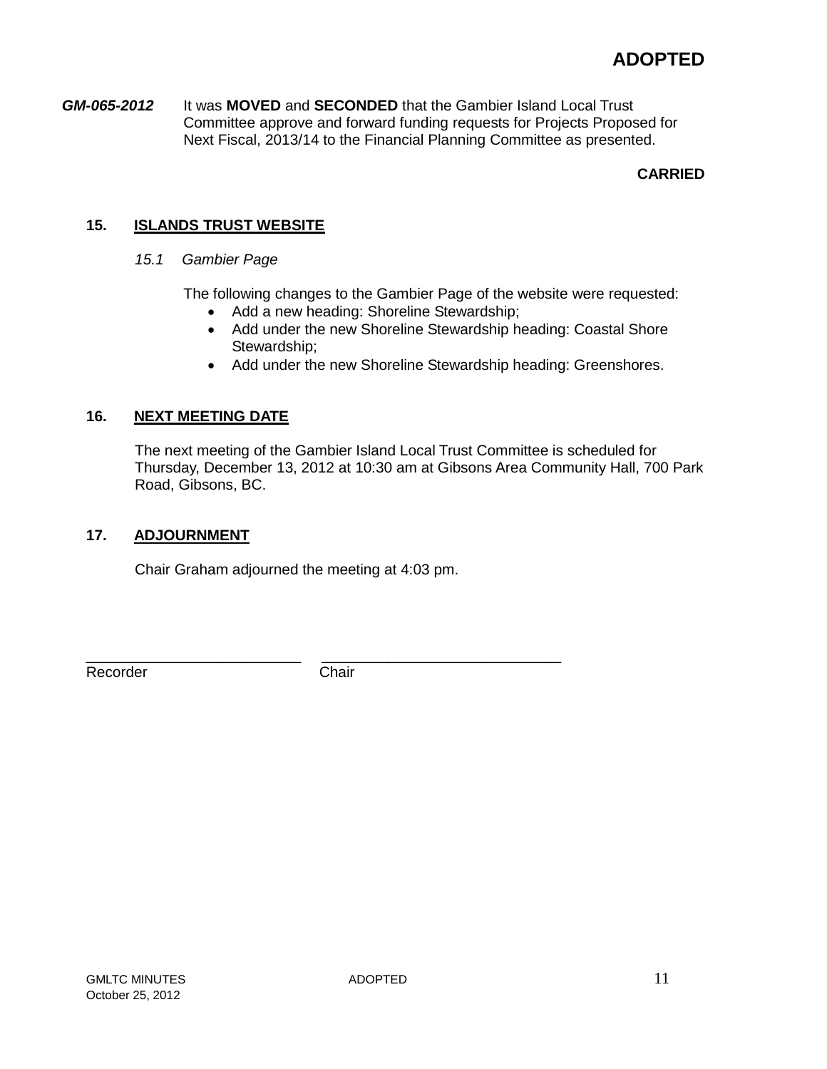**ADOPTED**

***GM-065-2012*** It was **MOVED** and **SECONDED** that the Gambier Island Local Trust Committee approve and forward funding requests for Projects Proposed for Next Fiscal, 2013/14 to the Financial Planning Committee as presented.

**CARRIED**

## 15. ISLANDS TRUST WEBSITE

*15.1 Gambier Page*

The following changes to the Gambier Page of the website were requested:

- Add a new heading: Shoreline Stewardship;
- Add under the new Shoreline Stewardship heading: Coastal Shore Stewardship;
- Add under the new Shoreline Stewardship heading: Greenshores.

## 16. NEXT MEETING DATE

The next meeting of the Gambier Island Local Trust Committee is scheduled for Thursday, December 13, 2012 at 10:30 am at Gibsons Area Community Hall, 700 Park Road, Gibsons, BC.

## 17. ADJOURNMENT

Chair Graham adjourned the meeting at 4:03 pm.

\_\_\_\_\_\_\_\_\_\_\_\_\_\_\_\_\_\_\_\_\_\_\_\_\_\_ \_\_\_\_\_\_\_\_\_\_\_\_\_\_\_\_\_\_\_\_\_\_\_\_\_\_\_\_\_

Recorder Chair